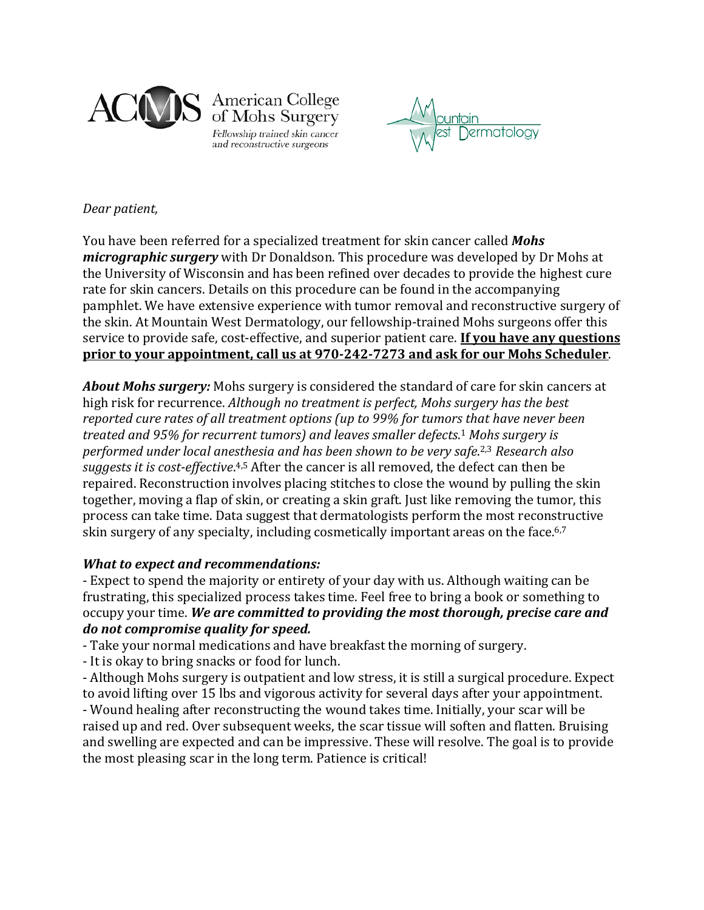ACMS American College of Mohs Surgery
*Fellowship trained skin cancer and reconstructive surgeons*

Mountain West Dermatology

*Dear patient,*

You have been referred for a specialized treatment for skin cancer called ***Mohs micrographic surgery*** with Dr Donaldson. This procedure was developed by Dr Mohs at the University of Wisconsin and has been refined over decades to provide the highest cure rate for skin cancers. Details on this procedure can be found in the accompanying pamphlet. We have extensive experience with tumor removal and reconstructive surgery of the skin. At Mountain West Dermatology, our fellowship-trained Mohs surgeons offer this service to provide safe, cost-effective, and superior patient care. **If you have any questions prior to your appointment, call us at 970-242-7273 and ask for our Mohs Scheduler**.

***About Mohs surgery:*** Mohs surgery is considered the standard of care for skin cancers at high risk for recurrence. *Although no treatment is perfect, Mohs surgery has the best reported cure rates of all treatment options (up to 99% for tumors that have never been treated and 95% for recurrent tumors) and leaves smaller defects.*[1] *Mohs surgery is performed under local anesthesia and has been shown to be very safe.*[2,3] *Research also suggests it is cost-effective.*[4,5] After the cancer is all removed, the defect can then be repaired. Reconstruction involves placing stitches to close the wound by pulling the skin together, moving a flap of skin, or creating a skin graft. Just like removing the tumor, this process can take time. Data suggest that dermatologists perform the most reconstructive skin surgery of any specialty, including cosmetically important areas on the face.[6,7]

***What to expect and recommendations:***

- Expect to spend the majority or entirety of your day with us. Although waiting can be frustrating, this specialized process takes time. Feel free to bring a book or something to occupy your time. ***We are committed to providing the most thorough, precise care and do not compromise quality for speed.***
- Take your normal medications and have breakfast the morning of surgery.
- It is okay to bring snacks or food for lunch.
- Although Mohs surgery is outpatient and low stress, it is still a surgical procedure. Expect to avoid lifting over 15 lbs and vigorous activity for several days after your appointment.
- Wound healing after reconstructing the wound takes time. Initially, your scar will be raised up and red. Over subsequent weeks, the scar tissue will soften and flatten. Bruising and swelling are expected and can be impressive. These will resolve. The goal is to provide the most pleasing scar in the long term. Patience is critical!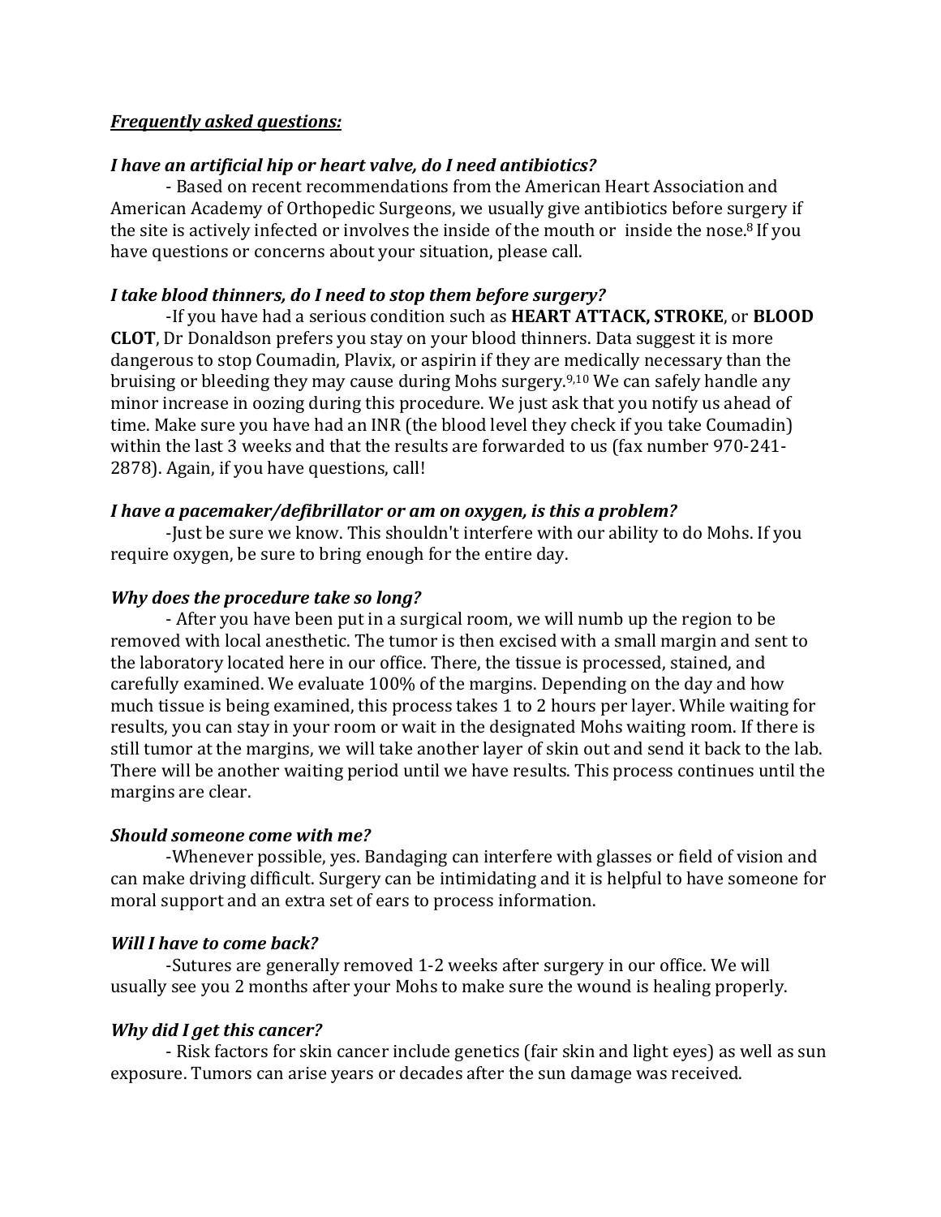***Frequently asked questions:***

***I have an artificial hip or heart valve, do I need antibiotics?***

- Based on recent recommendations from the American Heart Association and American Academy of Orthopedic Surgeons, we usually give antibiotics before surgery if the site is actively infected or involves the inside of the mouth or inside the nose.[8] If you have questions or concerns about your situation, please call.

***I take blood thinners, do I need to stop them before surgery?***

-If you have had a serious condition such as **HEART ATTACK, STROKE**, or **BLOOD CLOT**, Dr Donaldson prefers you stay on your blood thinners. Data suggest it is more dangerous to stop Coumadin, Plavix, or aspirin if they are medically necessary than the bruising or bleeding they may cause during Mohs surgery.[9,10] We can safely handle any minor increase in oozing during this procedure. We just ask that you notify us ahead of time. Make sure you have had an INR (the blood level they check if you take Coumadin) within the last 3 weeks and that the results are forwarded to us (fax number 970-241-2878). Again, if you have questions, call!

***I have a pacemaker/defibrillator or am on oxygen, is this a problem?***

-Just be sure we know. This shouldn't interfere with our ability to do Mohs. If you require oxygen, be sure to bring enough for the entire day.

***Why does the procedure take so long?***

- After you have been put in a surgical room, we will numb up the region to be removed with local anesthetic. The tumor is then excised with a small margin and sent to the laboratory located here in our office. There, the tissue is processed, stained, and carefully examined. We evaluate 100% of the margins. Depending on the day and how much tissue is being examined, this process takes 1 to 2 hours per layer. While waiting for results, you can stay in your room or wait in the designated Mohs waiting room. If there is still tumor at the margins, we will take another layer of skin out and send it back to the lab. There will be another waiting period until we have results. This process continues until the margins are clear.

***Should someone come with me?***

-Whenever possible, yes. Bandaging can interfere with glasses or field of vision and can make driving difficult. Surgery can be intimidating and it is helpful to have someone for moral support and an extra set of ears to process information.

***Will I have to come back?***

-Sutures are generally removed 1-2 weeks after surgery in our office. We will usually see you 2 months after your Mohs to make sure the wound is healing properly.

***Why did I get this cancer?***

- Risk factors for skin cancer include genetics (fair skin and light eyes) as well as sun exposure. Tumors can arise years or decades after the sun damage was received.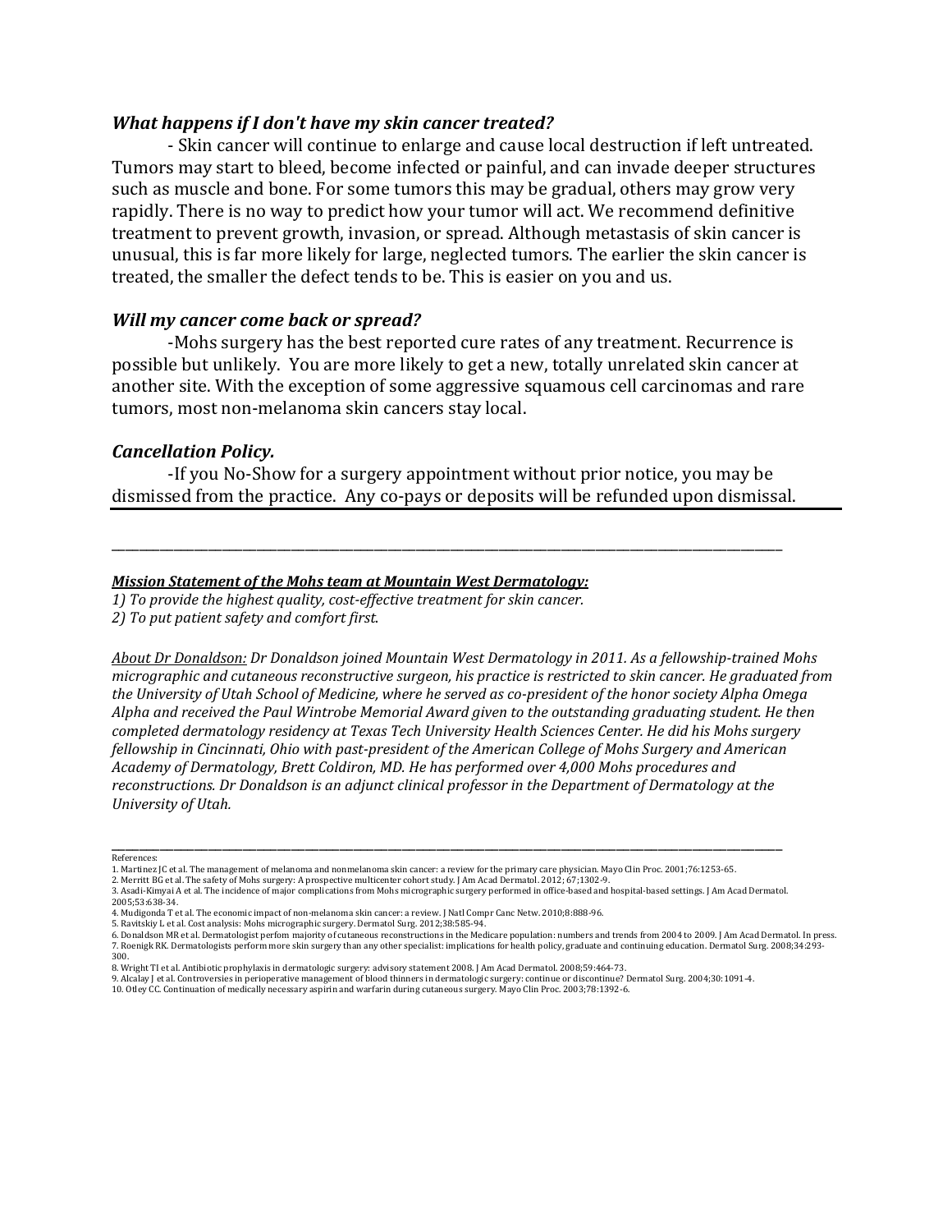### *What happens if I don't have my skin cancer treated?*

- Skin cancer will continue to enlarge and cause local destruction if left untreated. Tumors may start to bleed, become infected or painful, and can invade deeper structures such as muscle and bone. For some tumors this may be gradual, others may grow very rapidly. There is no way to predict how your tumor will act. We recommend definitive treatment to prevent growth, invasion, or spread. Although metastasis of skin cancer is unusual, this is far more likely for large, neglected tumors. The earlier the skin cancer is treated, the smaller the defect tends to be. This is easier on you and us.

### *Will my cancer come back or spread?*

-Mohs surgery has the best reported cure rates of any treatment. Recurrence is possible but unlikely. You are more likely to get a new, totally unrelated skin cancer at another site. With the exception of some aggressive squamous cell carcinomas and rare tumors, most non-melanoma skin cancers stay local.

### *Cancellation Policy.*

-If you No-Show for a surgery appointment without prior notice, you may be dismissed from the practice. Any co-pays or deposits will be refunded upon dismissal.

---

***Mission Statement of the Mohs team at Mountain West Dermatology:***

*1) To provide the highest quality, cost-effective treatment for skin cancer.*
*2) To put patient safety and comfort first.*

*About Dr Donaldson: Dr Donaldson joined Mountain West Dermatology in 2011. As a fellowship-trained Mohs micrographic and cutaneous reconstructive surgeon, his practice is restricted to skin cancer. He graduated from the University of Utah School of Medicine, where he served as co-president of the honor society Alpha Omega Alpha and received the Paul Wintrobe Memorial Award given to the outstanding graduating student. He then completed dermatology residency at Texas Tech University Health Sciences Center. He did his Mohs surgery fellowship in Cincinnati, Ohio with past-president of the American College of Mohs Surgery and American Academy of Dermatology, Brett Coldiron, MD. He has performed over 4,000 Mohs procedures and reconstructions. Dr Donaldson is an adjunct clinical professor in the Department of Dermatology at the University of Utah.*

---

References:

1. Martinez JC et al. The management of melanoma and nonmelanoma skin cancer: a review for the primary care physician. Mayo Clin Proc. 2001;76:1253-65.
2. Merritt BG et al. The safety of Mohs surgery: A prospective multicenter cohort study. J Am Acad Dermatol. 2012; 67;1302-9.
3. Asadi-Kimyai A et al. The incidence of major complications from Mohs micrographic surgery performed in office-based and hospital-based settings. J Am Acad Dermatol. 2005;53:638-34.
4. Mudigonda T et al. The economic impact of non-melanoma skin cancer: a review. J Natl Compr Canc Netw. 2010;8:888-96.
5. Ravitskiy L et al. Cost analysis: Mohs micrographic surgery. Dermatol Surg. 2012;38:585-94.
6. Donaldson MR et al. Dermatologist perfom majority of cutaneous reconstructions in the Medicare population: numbers and trends from 2004 to 2009. J Am Acad Dermatol. In press.
7. Roenigk RK. Dermatologists perform more skin surgery than any other specialist: implications for health policy, graduate and continuing education. Dermatol Surg. 2008;34:293-300.
8. Wright TI et al. Antibiotic prophylaxis in dermatologic surgery: advisory statement 2008. J Am Acad Dermatol. 2008;59:464-73.
9. Alcalay J et al. Controversies in perioperative management of blood thinners in dermatologic surgery: continue or discontinue? Dermatol Surg. 2004;30:1091-4.
10. Otley CC. Continuation of medically necessary aspirin and warfarin during cutaneous surgery. Mayo Clin Proc. 2003;78:1392-6.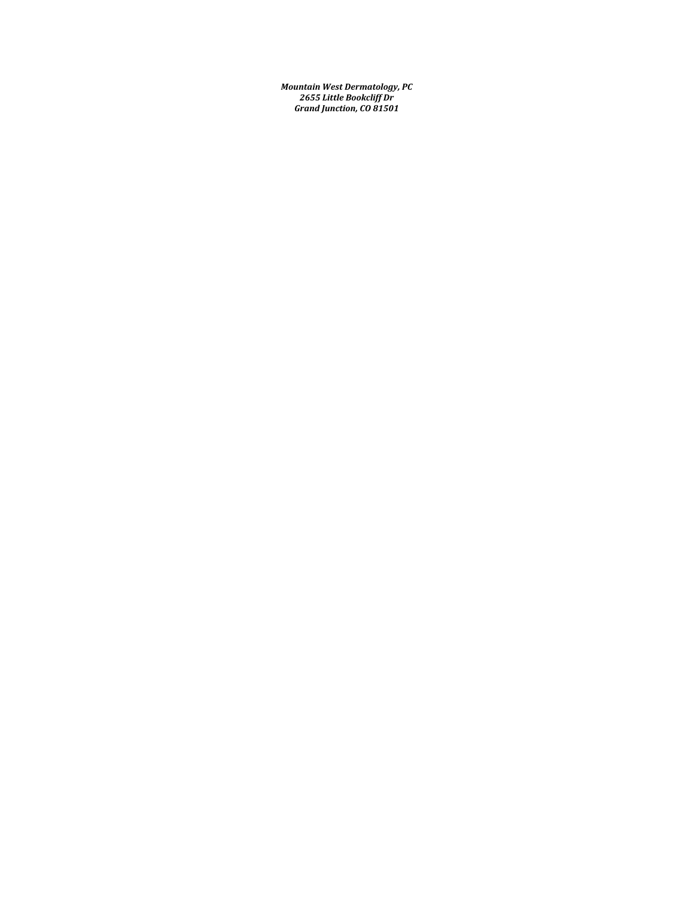***Mountain West Dermatology, PC***
***2655 Little Bookcliff Dr***
***Grand Junction, CO 81501***